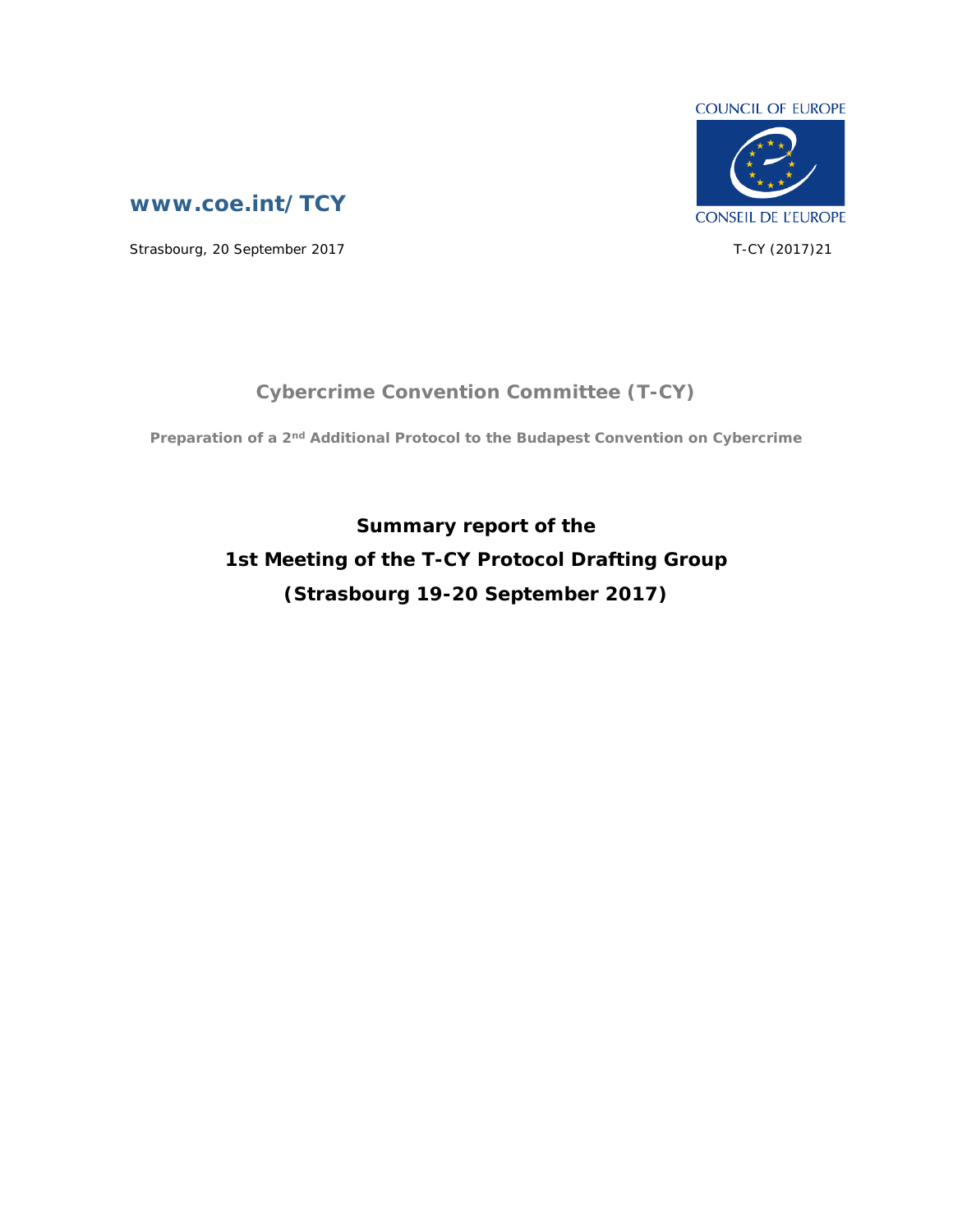COUNCIL OF EUROPE

CONSEIL DE L'EUROPE

**www.coe.int/TCY**

Strasbourg, 20 September 2017

T-CY (2017)21

## Cybercrime Convention Committee (T-CY)

**Preparation of a 2nd Additional Protocol to the Budapest Convention on Cybercrime**

# Summary report of the 1st Meeting of the T-CY Protocol Drafting Group (Strasbourg 19-20 September 2017)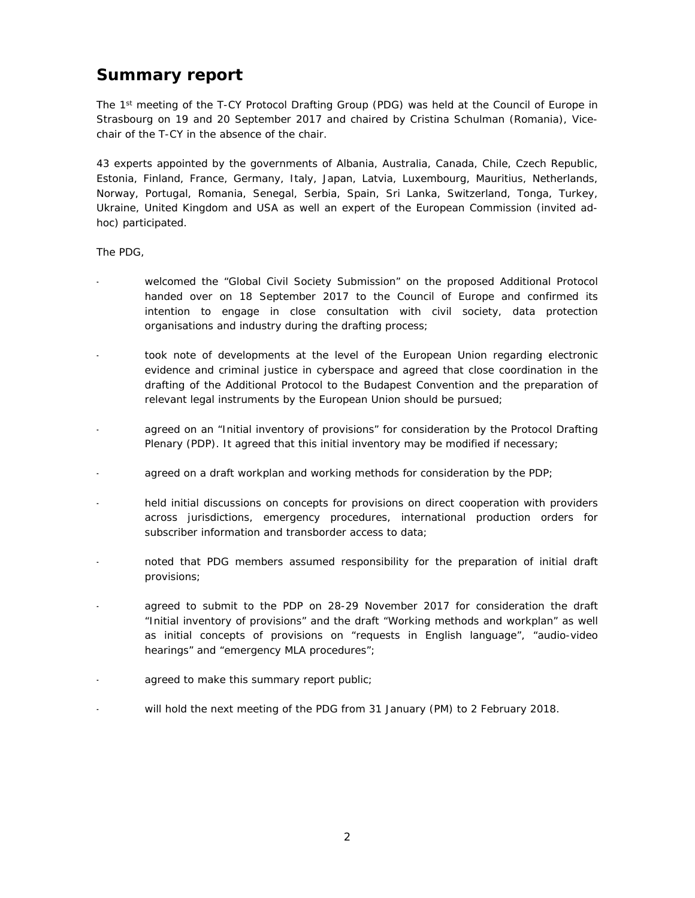## Summary report

The 1st meeting of the T-CY Protocol Drafting Group (PDG) was held at the Council of Europe in Strasbourg on 19 and 20 September 2017 and chaired by Cristina Schulman (Romania), Vice-chair of the T-CY in the absence of the chair.

43 experts appointed by the governments of Albania, Australia, Canada, Chile, Czech Republic, Estonia, Finland, France, Germany, Italy, Japan, Latvia, Luxembourg, Mauritius, Netherlands, Norway, Portugal, Romania, Senegal, Serbia, Spain, Sri Lanka, Switzerland, Tonga, Turkey, Ukraine, United Kingdom and USA as well an expert of the European Commission (invited ad-hoc) participated.

The PDG,

- welcomed the "Global Civil Society Submission" on the proposed Additional Protocol handed over on 18 September 2017 to the Council of Europe and confirmed its intention to engage in close consultation with civil society, data protection organisations and industry during the drafting process;

- took note of developments at the level of the European Union regarding electronic evidence and criminal justice in cyberspace and agreed that close coordination in the drafting of the Additional Protocol to the Budapest Convention and the preparation of relevant legal instruments by the European Union should be pursued;

- agreed on an "Initial inventory of provisions" for consideration by the Protocol Drafting Plenary (PDP). It agreed that this initial inventory may be modified if necessary;

- agreed on a draft workplan and working methods for consideration by the PDP;

- held initial discussions on concepts for provisions on direct cooperation with providers across jurisdictions, emergency procedures, international production orders for subscriber information and transborder access to data;

- noted that PDG members assumed responsibility for the preparation of initial draft provisions;

- agreed to submit to the PDP on 28-29 November 2017 for consideration the draft "Initial inventory of provisions" and the draft "Working methods and workplan" as well as initial concepts of provisions on "requests in English language", "audio-video hearings" and "emergency MLA procedures";

- agreed to make this summary report public;

- will hold the next meeting of the PDG from 31 January (PM) to 2 February 2018.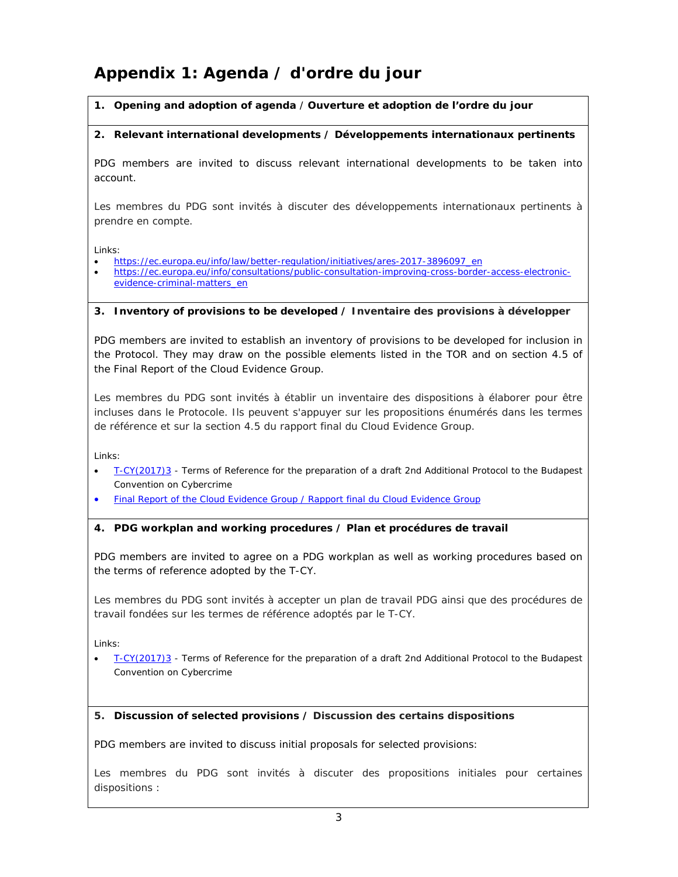# Appendix 1: Agenda / d'ordre du jour

**1. Opening and adoption of agenda / Ouverture et adoption de l'ordre du jour**

**2. Relevant international developments / Développements internationaux pertinents**

PDG members are invited to discuss relevant international developments to be taken into account.

Les membres du PDG sont invités à discuter des développements internationaux pertinents à prendre en compte.

Links:

- https://ec.europa.eu/info/law/better-regulation/initiatives/ares-2017-3896097_en
- https://ec.europa.eu/info/consultations/public-consultation-improving-cross-border-access-electronic-evidence-criminal-matters_en

**3. Inventory of provisions to be developed / Inventaire des provisions à développer**

PDG members are invited to establish an inventory of provisions to be developed for inclusion in the Protocol. They may draw on the possible elements listed in the TOR and on section 4.5 of the Final Report of the Cloud Evidence Group.

Les membres du PDG sont invités à établir un inventaire des dispositions à élaborer pour être incluses dans le Protocole. Ils peuvent s'appuyer sur les propositions énumérés dans les termes de référence et sur la section 4.5 du rapport final du Cloud Evidence Group.

Links:

- T-CY(2017)3 - Terms of Reference for the preparation of a draft 2nd Additional Protocol to the Budapest Convention on Cybercrime
- Final Report of the Cloud Evidence Group / Rapport final du Cloud Evidence Group

**4. PDG workplan and working procedures / Plan et procédures de travail**

PDG members are invited to agree on a PDG workplan as well as working procedures based on the terms of reference adopted by the T-CY.

Les membres du PDG sont invités à accepter un plan de travail PDG ainsi que des procédures de travail fondées sur les termes de référence adoptés par le T-CY.

Links:

- T-CY(2017)3 - Terms of Reference for the preparation of a draft 2nd Additional Protocol to the Budapest Convention on Cybercrime

**5. Discussion of selected provisions / Discussion des certains dispositions**

PDG members are invited to discuss initial proposals for selected provisions:

Les membres du PDG sont invités à discuter des propositions initiales pour certaines dispositions :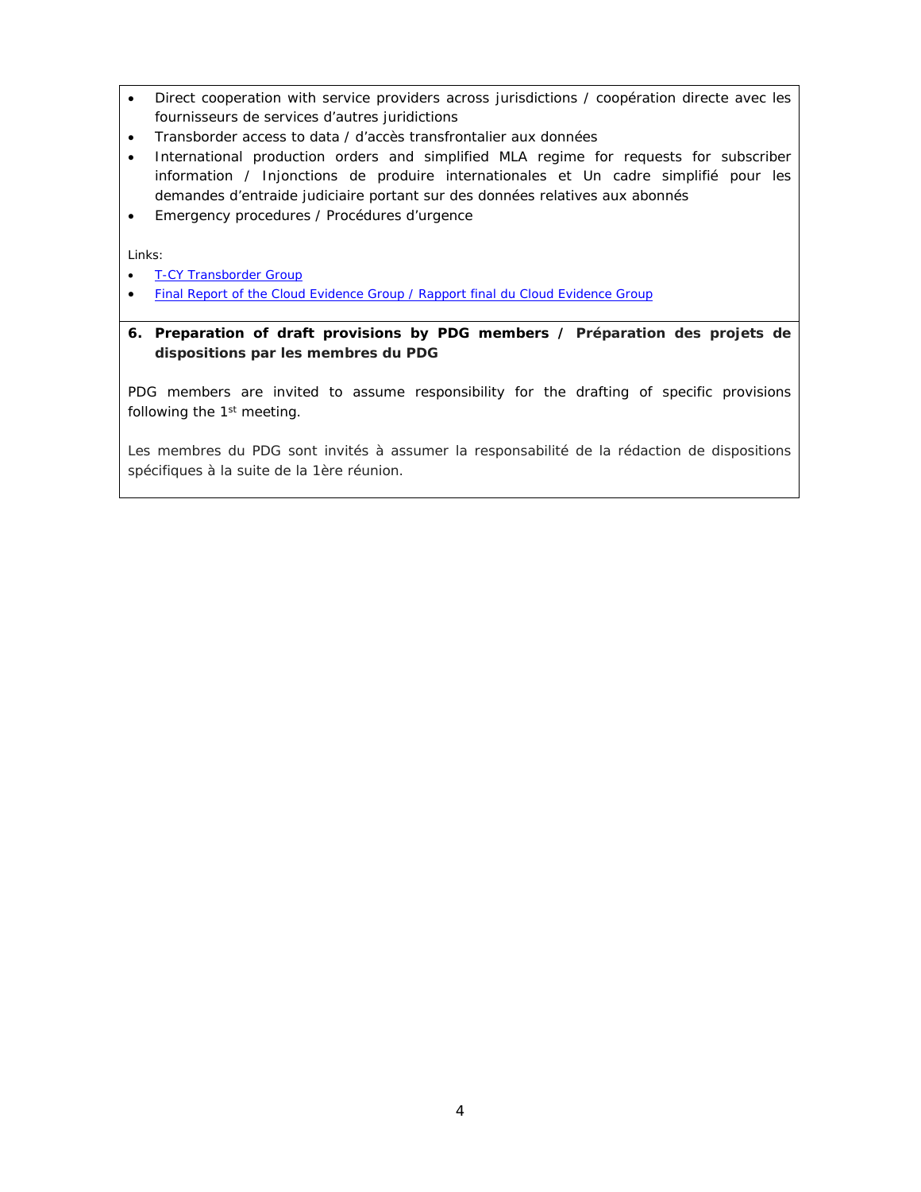- Direct cooperation with service providers across jurisdictions / coopération directe avec les fournisseurs de services d'autres juridictions
- Transborder access to data / d'accès transfrontalier aux données
- International production orders and simplified MLA regime for requests for subscriber information / Injonctions de produire internationales et Un cadre simplifié pour les demandes d'entraide judiciaire portant sur des données relatives aux abonnés
- Emergency procedures / Procédures d'urgence

*Links:*

- T-CY Transborder Group
- Final Report of the Cloud Evidence Group / Rapport final du Cloud Evidence Group

**6. Preparation of draft provisions by PDG members / Préparation des projets de dispositions par les membres du PDG**

PDG members are invited to assume responsibility for the drafting of specific provisions following the 1st meeting.

Les membres du PDG sont invités à assumer la responsabilité de la rédaction de dispositions spécifiques à la suite de la 1ère réunion.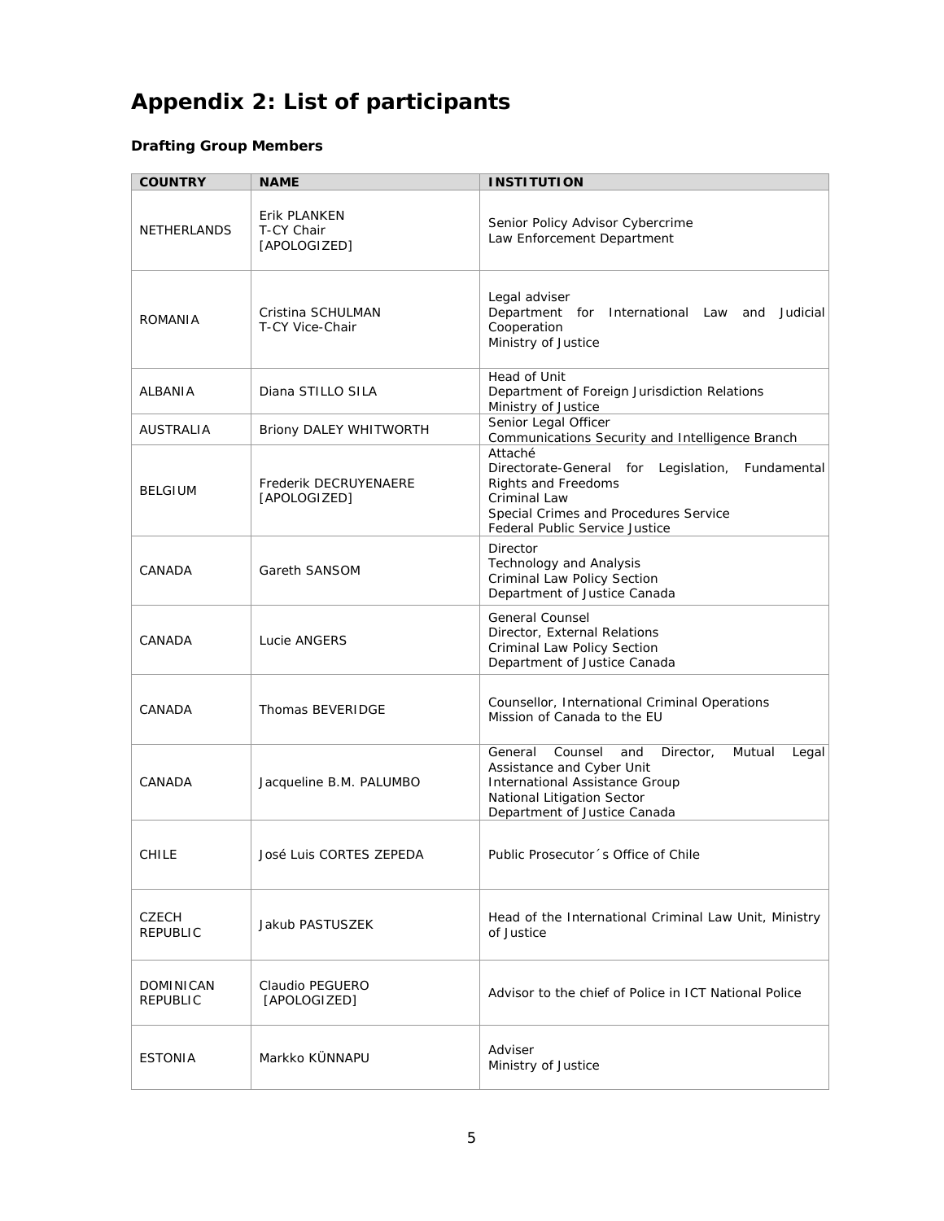# Appendix 2: List of participants

### Drafting Group Members

| COUNTRY | NAME | INSTITUTION |
|---|---|---|
| NETHERLANDS | Erik PLANKEN<br>T-CY Chair<br>[APOLOGIZED] | Senior Policy Advisor Cybercrime<br>Law Enforcement Department |
| ROMANIA | Cristina SCHULMAN<br>T-CY Vice-Chair | Legal adviser<br>Department for International Law and Judicial Cooperation<br>Ministry of Justice |
| ALBANIA | Diana STILLO SILA | Head of Unit<br>Department of Foreign Jurisdiction Relations<br>Ministry of Justice |
| AUSTRALIA | Briony DALEY WHITWORTH | Senior Legal Officer<br>Communications Security and Intelligence Branch |
| BELGIUM | Frederik DECRUYENAERE<br>[APOLOGIZED] | Attaché<br>Directorate-General for Legislation, Fundamental Rights and Freedoms<br>Criminal Law<br>Special Crimes and Procedures Service<br>Federal Public Service Justice |
| CANADA | Gareth SANSOM | Director<br>Technology and Analysis<br>Criminal Law Policy Section<br>Department of Justice Canada |
| CANADA | Lucie ANGERS | General Counsel<br>Director, External Relations<br>Criminal Law Policy Section<br>Department of Justice Canada |
| CANADA | Thomas BEVERIDGE | Counsellor, International Criminal Operations<br>Mission of Canada to the EU |
| CANADA | Jacqueline B.M. PALUMBO | General Counsel and Director, Mutual Legal Assistance and Cyber Unit<br>International Assistance Group<br>National Litigation Sector<br>Department of Justice Canada |
| CHILE | José Luis CORTES ZEPEDA | Public Prosecutor´s Office of Chile |
| CZECH REPUBLIC | Jakub PASTUSZEK | Head of the International Criminal Law Unit, Ministry of Justice |
| DOMINICAN REPUBLIC | Claudio PEGUERO<br>[APOLOGIZED] | Advisor to the chief of Police in ICT National Police |
| ESTONIA | Markko KÜNNAPU | Adviser<br>Ministry of Justice |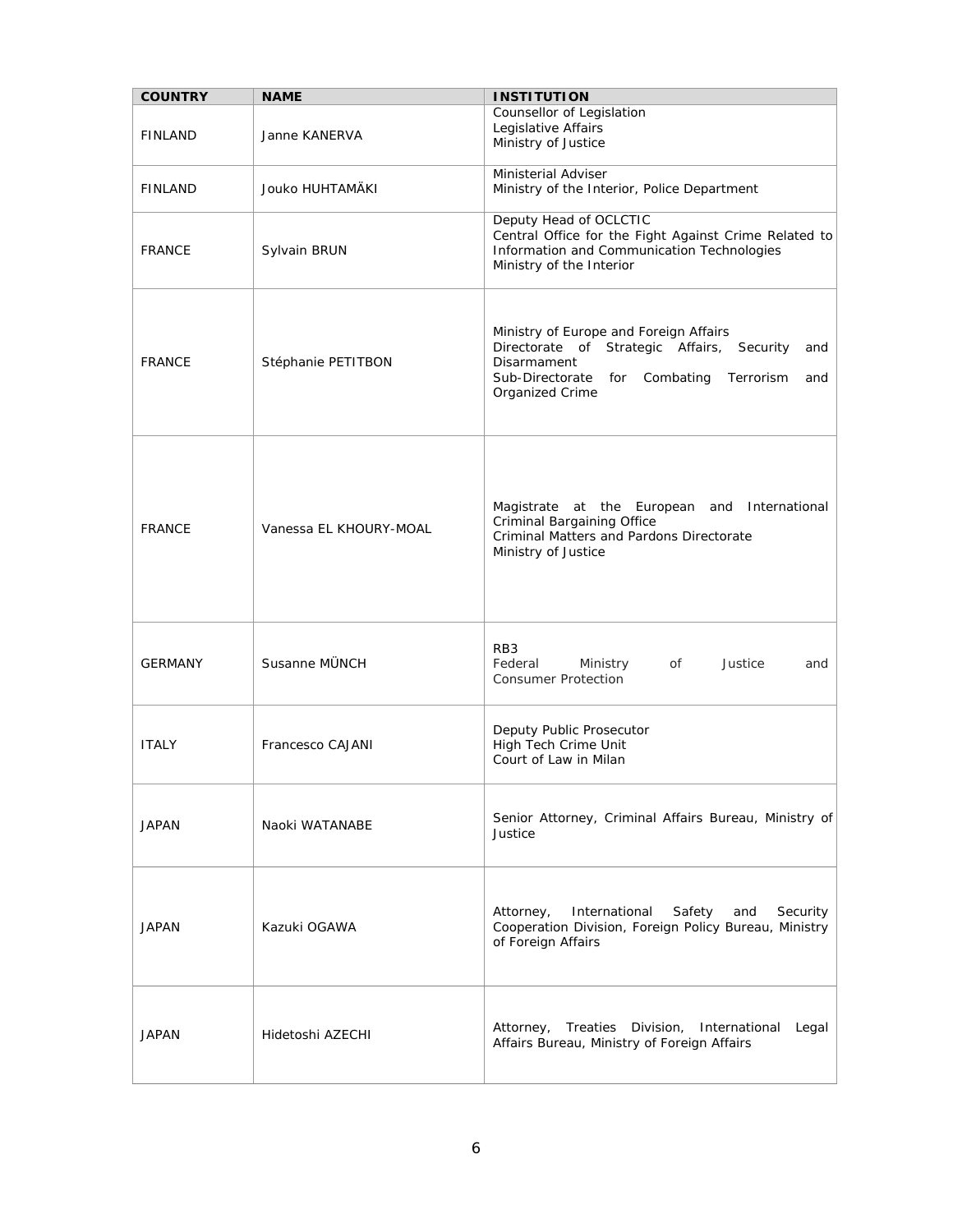| COUNTRY | NAME | INSTITUTION |
| --- | --- | --- |
| FINLAND | Janne KANERVA | Counsellor of Legislation<br>Legislative Affairs<br>Ministry of Justice |
| FINLAND | Jouko HUHTAMÄKI | Ministerial Adviser<br>Ministry of the Interior, Police Department |
| FRANCE | Sylvain BRUN | Deputy Head of OCLCTIC<br>Central Office for the Fight Against Crime Related to Information and Communication Technologies<br>Ministry of the Interior |
| FRANCE | Stéphanie PETITBON | Ministry of Europe and Foreign Affairs<br>Directorate of Strategic Affairs, Security and Disarmament<br>Sub-Directorate for Combating Terrorism and Organized Crime |
| FRANCE | Vanessa EL KHOURY-MOAL | Magistrate at the European and International Criminal Bargaining Office<br>Criminal Matters and Pardons Directorate<br>Ministry of Justice |
| GERMANY | Susanne MÜNCH | RB3<br>Federal Ministry of Justice and Consumer Protection |
| ITALY | Francesco CAJANI | Deputy Public Prosecutor<br>High Tech Crime Unit<br>Court of Law in Milan |
| JAPAN | Naoki WATANABE | Senior Attorney, Criminal Affairs Bureau, Ministry of Justice |
| JAPAN | Kazuki OGAWA | Attorney, International Safety and Security Cooperation Division, Foreign Policy Bureau, Ministry of Foreign Affairs |
| JAPAN | Hidetoshi AZECHI | Attorney, Treaties Division, International Legal Affairs Bureau, Ministry of Foreign Affairs |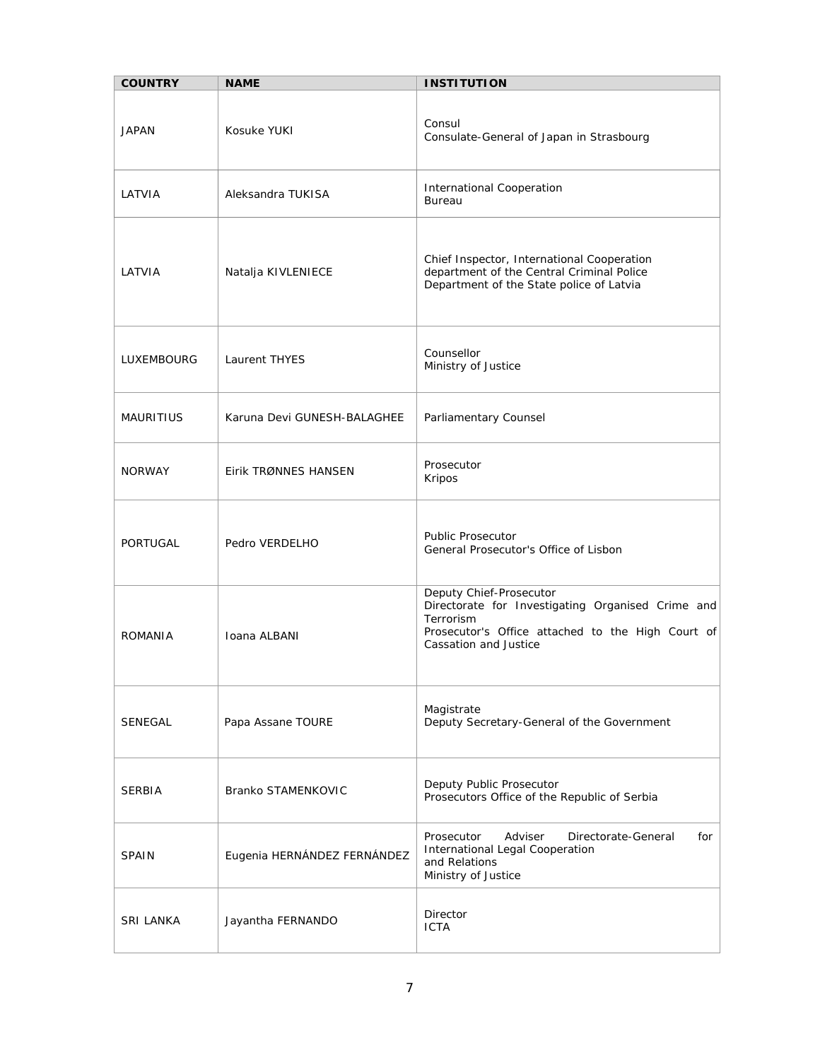| COUNTRY | NAME | INSTITUTION |
|---|---|---|
| JAPAN | Kosuke YUKI | Consul<br>Consulate-General of Japan in Strasbourg |
| LATVIA | Aleksandra TUKISA | International Cooperation<br>Bureau |
| LATVIA | Natalja KIVLENIECE | Chief Inspector, International Cooperation department of the Central Criminal Police Department of the State police of Latvia |
| LUXEMBOURG | Laurent THYES | Counsellor<br>Ministry of Justice |
| MAURITIUS | Karuna Devi GUNESH-BALAGHEE | Parliamentary Counsel |
| NORWAY | Eirik TRØNNES HANSEN | Prosecutor<br>Kripos |
| PORTUGAL | Pedro VERDELHO | Public Prosecutor<br>General Prosecutor's Office of Lisbon |
| ROMANIA | Ioana ALBANI | Deputy Chief-Prosecutor<br>Directorate for Investigating Organised Crime and Terrorism<br>Prosecutor's Office attached to the High Court of Cassation and Justice |
| SENEGAL | Papa Assane TOURE | Magistrate<br>Deputy Secretary-General of the Government |
| SERBIA | Branko STAMENKOVIC | Deputy Public Prosecutor<br>Prosecutors Office of the Republic of Serbia |
| SPAIN | Eugenia HERNÁNDEZ FERNÁNDEZ | Prosecutor Adviser Directorate-General for International Legal Cooperation and Relations<br>Ministry of Justice |
| SRI LANKA | Jayantha FERNANDO | Director<br>ICTA |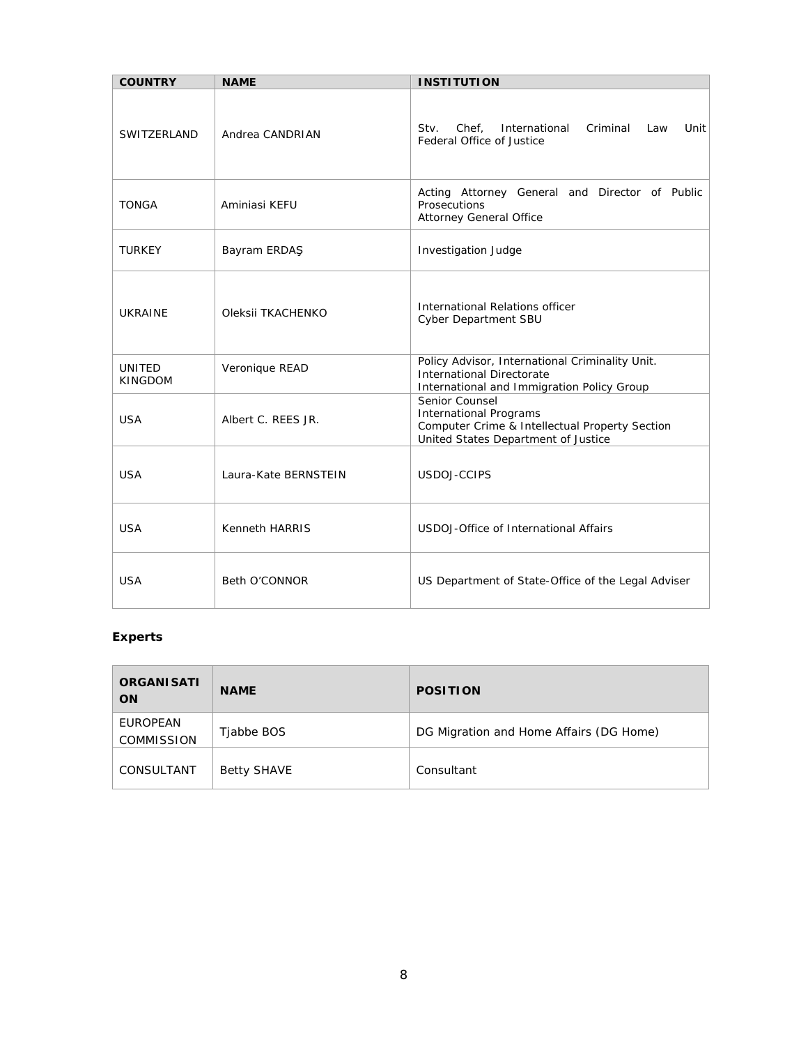| COUNTRY | NAME | INSTITUTION |
| --- | --- | --- |
| SWITZERLAND | Andrea CANDRIAN | Stv. Chef, International Criminal Law Unit<br>Federal Office of Justice |
| TONGA | Aminiasi KEFU | Acting Attorney General and Director of Public Prosecutions<br>Attorney General Office |
| TURKEY | Bayram ERDAŞ | Investigation Judge |
| UKRAINE | Oleksii TKACHENKO | International Relations officer<br>Cyber Department SBU |
| UNITED KINGDOM | Veronique READ | Policy Advisor, International Criminality Unit.<br>International Directorate<br>International and Immigration Policy Group |
| USA | Albert C. REES JR. | Senior Counsel<br>International Programs<br>Computer Crime & Intellectual Property Section<br>United States Department of Justice |
| USA | Laura-Kate BERNSTEIN | USDOJ-CCIPS |
| USA | Kenneth HARRIS | USDOJ-Office of International Affairs |
| USA | Beth O'CONNOR | US Department of State-Office of the Legal Adviser |

**Experts**

| ORGANISATION | NAME | POSITION |
| --- | --- | --- |
| EUROPEAN COMMISSION | Tjabbe BOS | DG Migration and Home Affairs (DG Home) |
| CONSULTANT | Betty SHAVE | Consultant |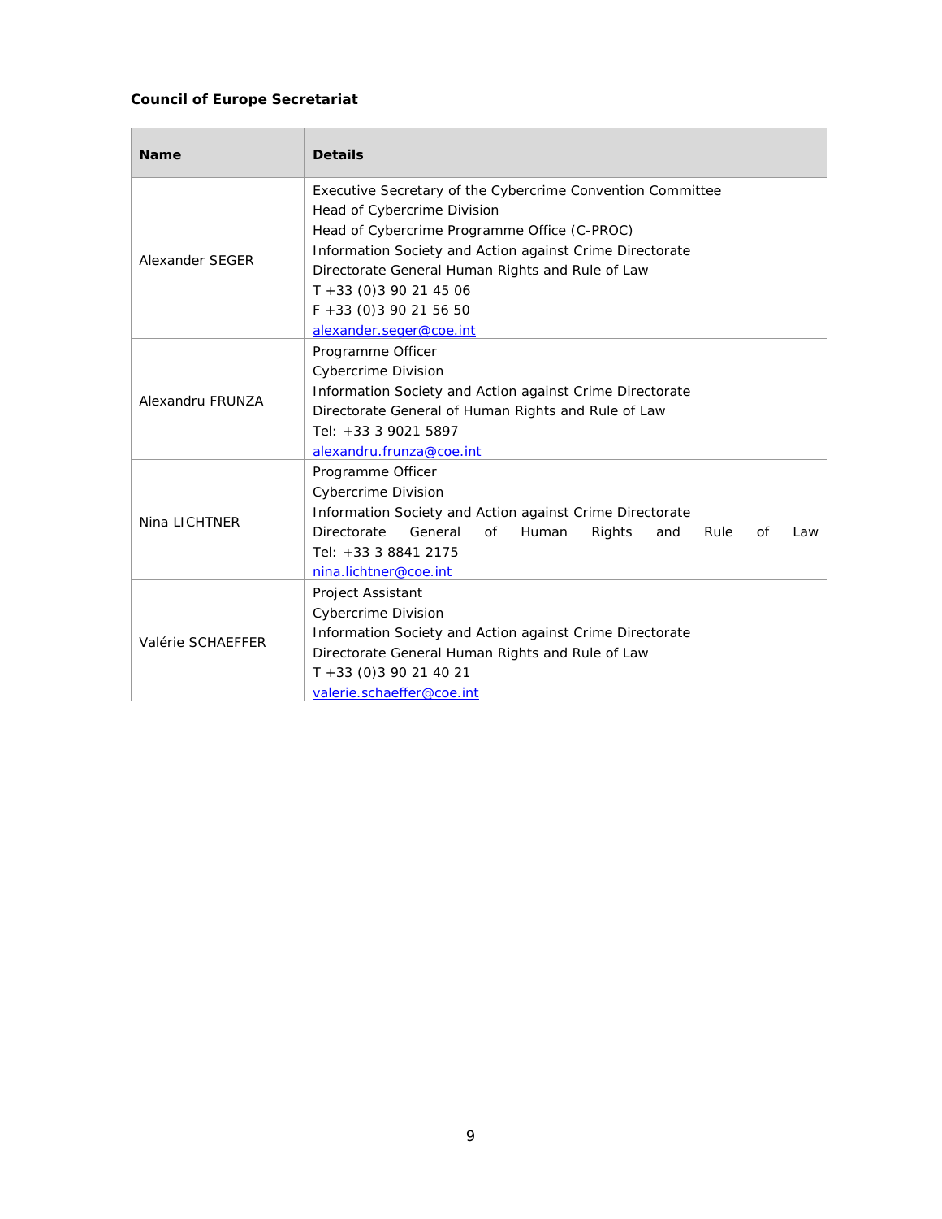**Council of Europe Secretariat**

| Name | Details |
| --- | --- |
| Alexander SEGER | Executive Secretary of the Cybercrime Convention Committee<br>Head of Cybercrime Division<br>Head of Cybercrime Programme Office (C-PROC)<br>Information Society and Action against Crime Directorate<br>Directorate General Human Rights and Rule of Law<br>T +33 (0)3 90 21 45 06<br>F +33 (0)3 90 21 56 50<br>alexander.seger@coe.int |
| Alexandru FRUNZA | Programme Officer<br>Cybercrime Division<br>Information Society and Action against Crime Directorate<br>Directorate General of Human Rights and Rule of Law<br>Tel: +33 3 9021 5897<br>alexandru.frunza@coe.int |
| Nina LICHTNER | Programme Officer<br>Cybercrime Division<br>Information Society and Action against Crime Directorate<br>Directorate General of Human Rights and Rule of Law<br>Tel: +33 3 8841 2175<br>nina.lichtner@coe.int |
| Valérie SCHAEFFER | Project Assistant<br>Cybercrime Division<br>Information Society and Action against Crime Directorate<br>Directorate General Human Rights and Rule of Law<br>T +33 (0)3 90 21 40 21<br>valerie.schaeffer@coe.int |